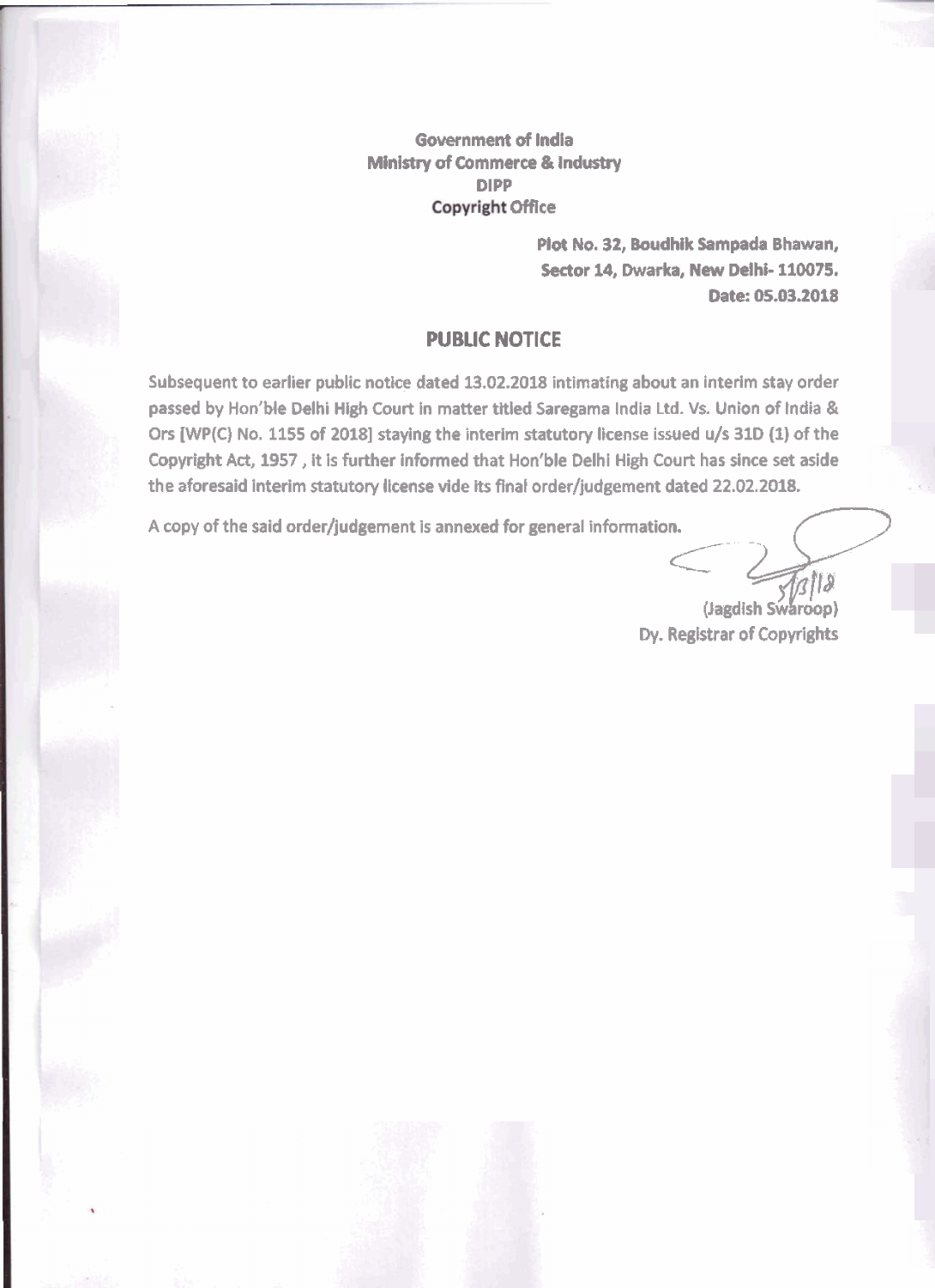**Government of India**
**Ministry of Commerce & Industry**
**DIPP**
**Copyright Office**

**Plot No. 32, Boudhik Sampada Bhawan,**
**Sector 14, Dwarka, New Delhi- 110075.**
**Date: 05.03.2018**

## PUBLIC NOTICE

Subsequent to earlier public notice dated 13.02.2018 intimating about an interim stay order passed by Hon'ble Delhi High Court in matter titled Saregama India Ltd. Vs. Union of India & Ors [WP(C) No. 1155 of 2018] staying the interim statutory license issued u/s 31D (1) of the Copyright Act, 1957 , it is further informed that Hon'ble Delhi High Court has since set aside the aforesaid interim statutory license vide its final order/judgement dated 22.02.2018.

A copy of the said order/judgement is annexed for general information.

5/3/18
(Jagdish Swaroop)
Dy. Registrar of Copyrights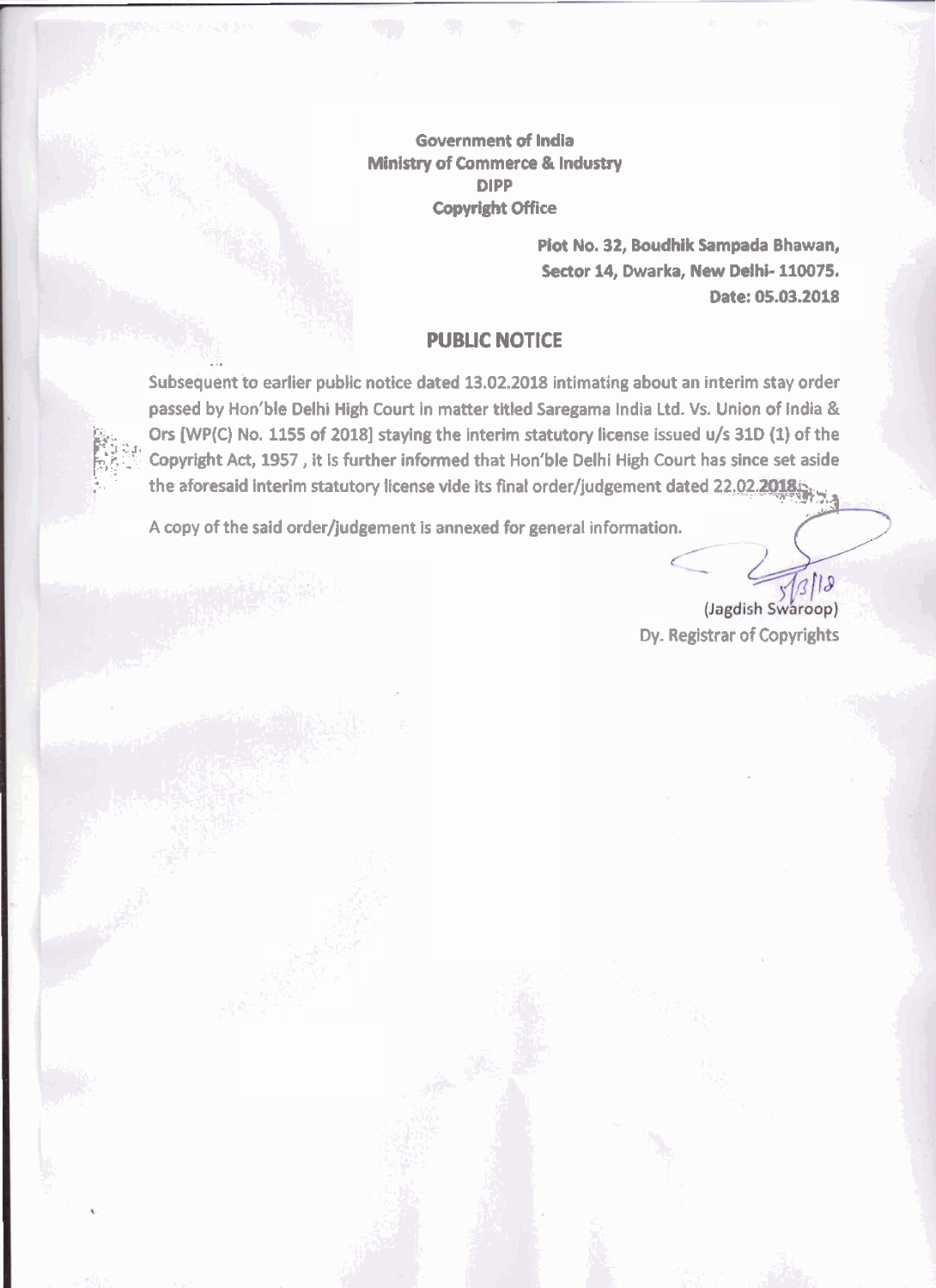**Government of India**
**Ministry of Commerce & Industry**
**DIPP**
**Copyright Office**

**Plot No. 32, Boudhik Sampada Bhawan,**
**Sector 14, Dwarka, New Delhi- 110075.**
**Date: 05.03.2018**

## PUBLIC NOTICE

Subsequent to earlier public notice dated 13.02.2018 intimating about an interim stay order passed by Hon'ble Delhi High Court in matter titled Saregama India Ltd. Vs. Union of India & Ors [WP(C) No. 1155 of 2018] staying the interim statutory license issued u/s 31D (1) of the Copyright Act, 1957 , it is further informed that Hon'ble Delhi High Court has since set aside the aforesaid interim statutory license vide its final order/judgement dated 22.02.2018.

A copy of the said order/judgement is annexed for general information.

5/3/18
(Jagdish Swaroop)
Dy. Registrar of Copyrights